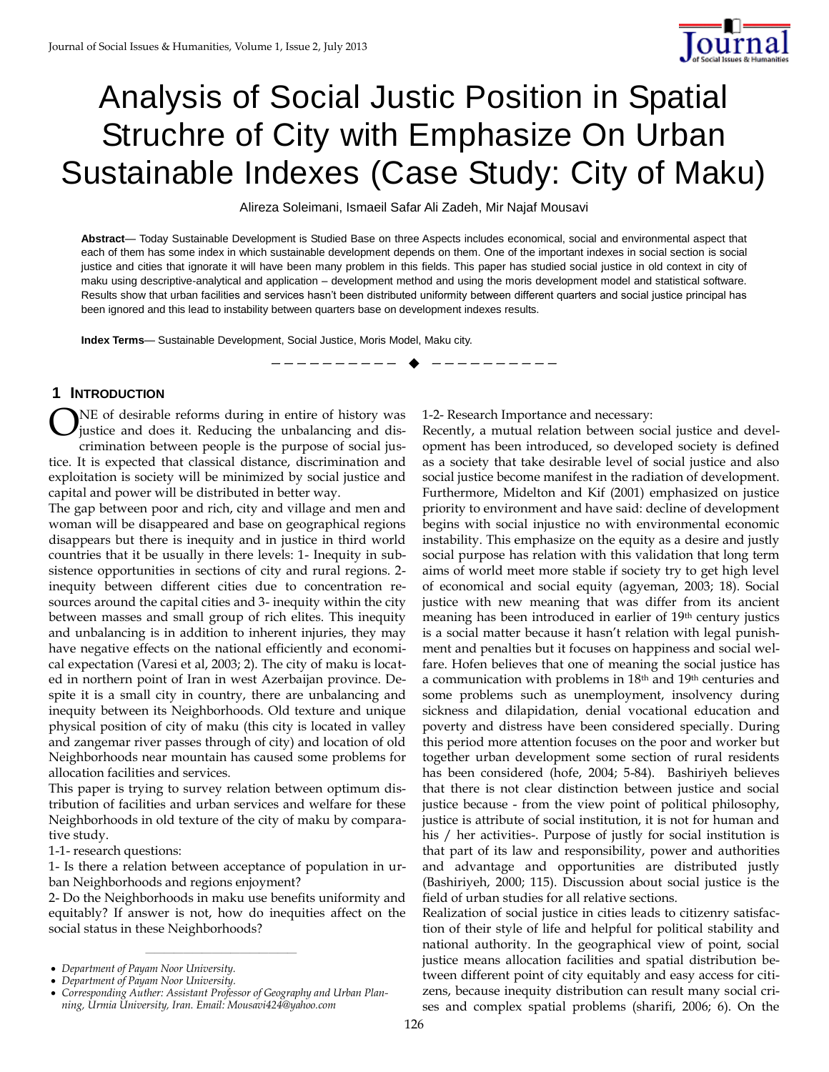# Analysis of Social Justic Position in Spatial Struchre of City with Emphasize On Urban Sustainable Indexes (Case Study: City of Maku)

Alireza Soleimani, Ismaeil Safar Ali Zadeh, Mir Najaf Mousavi

**Abstract**— Today Sustainable Development is Studied Base on three Aspects includes economical, social and environmental aspect that each of them has some index in which sustainable development depends on them. One of the important indexes in social section is social justice and cities that ignorate it will have been many problem in this fields. This paper has studied social justice in old context in city of maku using descriptive-analytical and application – development method and using the moris development model and statistical software. Results show that urban facilities and services hasn't been distributed uniformity between different quarters and social justice principal has been ignored and this lead to instability between quarters base on development indexes results.

**Index Terms**— Sustainable Development, Social Justice, Moris Model, Maku city.

## 1 Introduction

ONE of desirable reforms during in entire of history was justice and does it. Reducing the unbalancing and discrimination between people is the purpose of social justice. It is expected that classical distance, discrimination and exploitation is society will be minimized by social justice and capital and power will be distributed in better way.

The gap between poor and rich, city and village and men and woman will be disappeared and base on geographical regions disappears but there is inequity and in justice in third world countries that it be usually in there levels: 1- Inequity in subsistence opportunities in sections of city and rural regions. 2- inequity between different cities due to concentration resources around the capital cities and 3- inequity within the city between masses and small group of rich elites. This inequity and unbalancing is in addition to inherent injuries, they may have negative effects on the national efficiently and economical expectation (Varesi et al, 2003; 2). The city of maku is located in northern point of Iran in west Azerbaijan province. Despite it is a small city in country, there are unbalancing and inequity between its Neighborhoods. Old texture and unique physical position of city of maku (this city is located in valley and zangemar river passes through of city) and location of old Neighborhoods near mountain has caused some problems for allocation facilities and services.

This paper is trying to survey relation between optimum distribution of facilities and urban services and welfare for these Neighborhoods in old texture of the city of maku by comparative study.

1-1- research questions:

1- Is there a relation between acceptance of population in urban Neighborhoods and regions enjoyment?

2- Do the Neighborhoods in maku use benefits uniformity and equitably? If answer is not, how do inequities affect on the social status in these Neighborhoods?

1-2- Research Importance and necessary:

Recently, a mutual relation between social justice and development has been introduced, so developed society is defined as a society that take desirable level of social justice and also social justice become manifest in the radiation of development. Furthermore, Midelton and Kif (2001) emphasized on justice priority to environment and have said: decline of development begins with social injustice no with environmental economic instability. This emphasize on the equity as a desire and justly social purpose has relation with this validation that long term aims of world meet more stable if society try to get high level of economical and social equity (agyeman, 2003; 18). Social justice with new meaning that was differ from its ancient meaning has been introduced in earlier of 19th century justics is a social matter because it hasn't relation with legal punishment and penalties but it focuses on happiness and social welfare. Hofen believes that one of meaning the social justice has a communication with problems in 18th and 19th centuries and some problems such as unemployment, insolvency during sickness and dilapidation, denial vocational education and poverty and distress have been considered specially. During this period more attention focuses on the poor and worker but together urban development some section of rural residents has been considered (hofe, 2004; 5-84). Bashiriyeh believes that there is not clear distinction between justice and social justice because - from the view point of political philosophy, justice is attribute of social institution, it is not for human and his / her activities-. Purpose of justly for social institution is that part of its law and responsibility, power and authorities and advantage and opportunities are distributed justly (Bashiriyeh, 2000; 115). Discussion about social justice is the field of urban studies for all relative sections.

Realization of social justice in cities leads to citizenry satisfaction of their style of life and helpful for political stability and national authority. In the geographical view of point, social justice means allocation facilities and spatial distribution between different point of city equitably and easy access for citizens, because inequity distribution can result many social crises and complex spatial problems (sharifi, 2006; 6). On the

---

- *Department of Payam Noor University.*
- *Department of Payam Noor University.*
- *Corresponding Auther: Assistant Professor of Geography and Urban Planning, Urmia University, Iran. Email: Mousavi424@yahoo.com*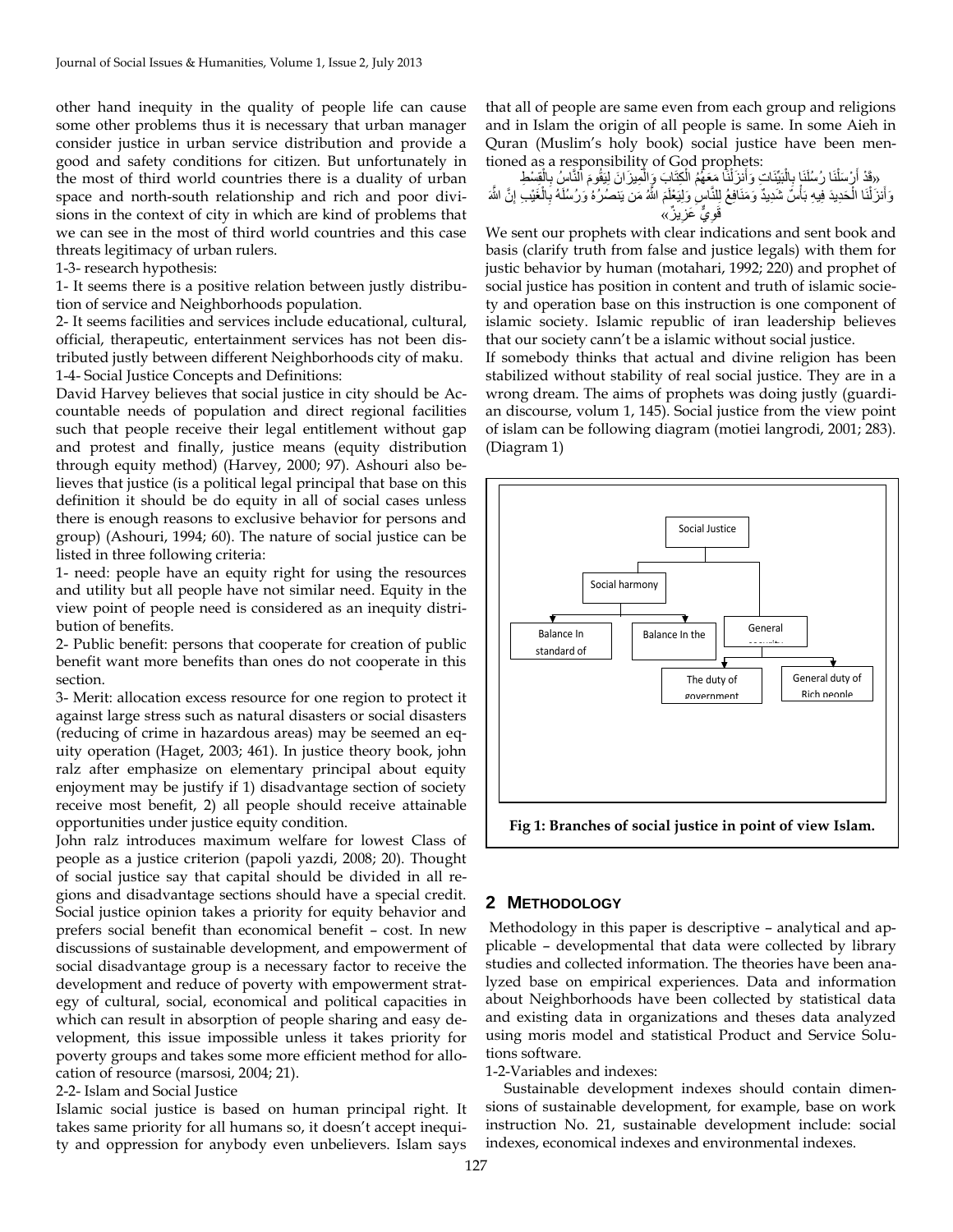other hand inequity in the quality of people life can cause some other problems thus it is necessary that urban manager consider justice in urban service distribution and provide a good and safety conditions for citizen. But unfortunately in the most of third world countries there is a duality of urban space and north-south relationship and rich and poor divisions in the context of city in which are kind of problems that we can see in the most of third world countries and this case threats legitimacy of urban rulers.

1-3- research hypothesis:

1- It seems there is a positive relation between justly distribution of service and Neighborhoods population.

2- It seems facilities and services include educational, cultural, official, therapeutic, entertainment services has not been distributed justly between different Neighborhoods city of maku.

1-4- Social Justice Concepts and Definitions:

David Harvey believes that social justice in city should be Accountable needs of population and direct regional facilities such that people receive their legal entitlement without gap and protest and finally, justice means (equity distribution through equity method) (Harvey, 2000; 97). Ashouri also believes that justice (is a political legal principal that base on this definition it should be do equity in all of social cases unless there is enough reasons to exclusive behavior for persons and group) (Ashouri, 1994; 60). The nature of social justice can be listed in three following criteria:

1- need: people have an equity right for using the resources and utility but all people have not similar need. Equity in the view point of people need is considered as an inequity distribution of benefits.

2- Public benefit: persons that cooperate for creation of public benefit want more benefits than ones do not cooperate in this section.

3- Merit: allocation excess resource for one region to protect it against large stress such as natural disasters or social disasters (reducing of crime in hazardous areas) may be seemed an equity operation (Haget, 2003; 461). In justice theory book, john ralz after emphasize on elementary principal about equity enjoyment may be justify if 1) disadvantage section of society receive most benefit, 2) all people should receive attainable opportunities under justice equity condition.

John ralz introduces maximum welfare for lowest Class of people as a justice criterion (papoli yazdi, 2008; 20). Thought of social justice say that capital should be divided in all regions and disadvantage sections should have a special credit. Social justice opinion takes a priority for equity behavior and prefers social benefit than economical benefit – cost. In new discussions of sustainable development, and empowerment of social disadvantage group is a necessary factor to receive the development and reduce of poverty with empowerment strategy of cultural, social, economical and political capacities in which can result in absorption of people sharing and easy development, this issue impossible unless it takes priority for poverty groups and takes some more efficient method for allocation of resource (marsosi, 2004; 21).

2-2- Islam and Social Justice

Islamic social justice is based on human principal right. It takes same priority for all humans so, it doesn't accept inequity and oppression for anybody even unbelievers. Islam says that all of people are same even from each group and religions and in Islam the origin of all people is same. In some Aieh in Quran (Muslim's holy book) social justice have been mentioned as a responsibility of God prophets:

«قَدْ أَرْسَلْنَا رُسُلَنَا بِالْبَيِّنَاتِ وَأَنزَلْنَا مَعَهُمُ الْكِتَابَ وَالْمِيزَانَ لِيَقُومَ النَّاسُ بِالْقِسْطِ وَأَنزَلْنَا الْحَدِيدَ فِيهِ بَأْسٌ شَدِيدٌ وَمَنَافِعُ لِلنَّاسِ وَلِيَعْلَمَ اللَّهُ مَن يَنصُرُهُ وَرُسُلَهُ بِالْغَيْبِ إِنَّ اللَّهَ قَوِيٌّ عَزِيزٌ»

We sent our prophets with clear indications and sent book and basis (clarify truth from false and justice legals) with them for justic behavior by human (motahari, 1992; 220) and prophet of social justice has position in content and truth of islamic society and operation base on this instruction is one component of islamic society. Islamic republic of iran leadership believes that our society cann't be a islamic without social justice.

If somebody thinks that actual and divine religion has been stabilized without stability of real social justice. They are in a wrong dream. The aims of prophets was doing justly (guardian discourse, volum 1, 145). Social justice from the view point of islam can be following diagram (motiei langrodi, 2001; 283). (Diagram 1)

- Social Justice
  - Social harmony
    - Balance In standard of
    - Balance In the
  - General security
    - The duty of government
    - General duty of Rich people

**Fig 1: Branches of social justice in point of view Islam.**

## 2 Methodology

Methodology in this paper is descriptive – analytical and applicable – developmental that data were collected by library studies and collected information. The theories have been analyzed base on empirical experiences. Data and information about Neighborhoods have been collected by statistical data and existing data in organizations and theses data analyzed using moris model and statistical Product and Service Solutions software.

1-2-Variables and indexes:

Sustainable development indexes should contain dimensions of sustainable development, for example, base on work instruction No. 21, sustainable development include: social indexes, economical indexes and environmental indexes.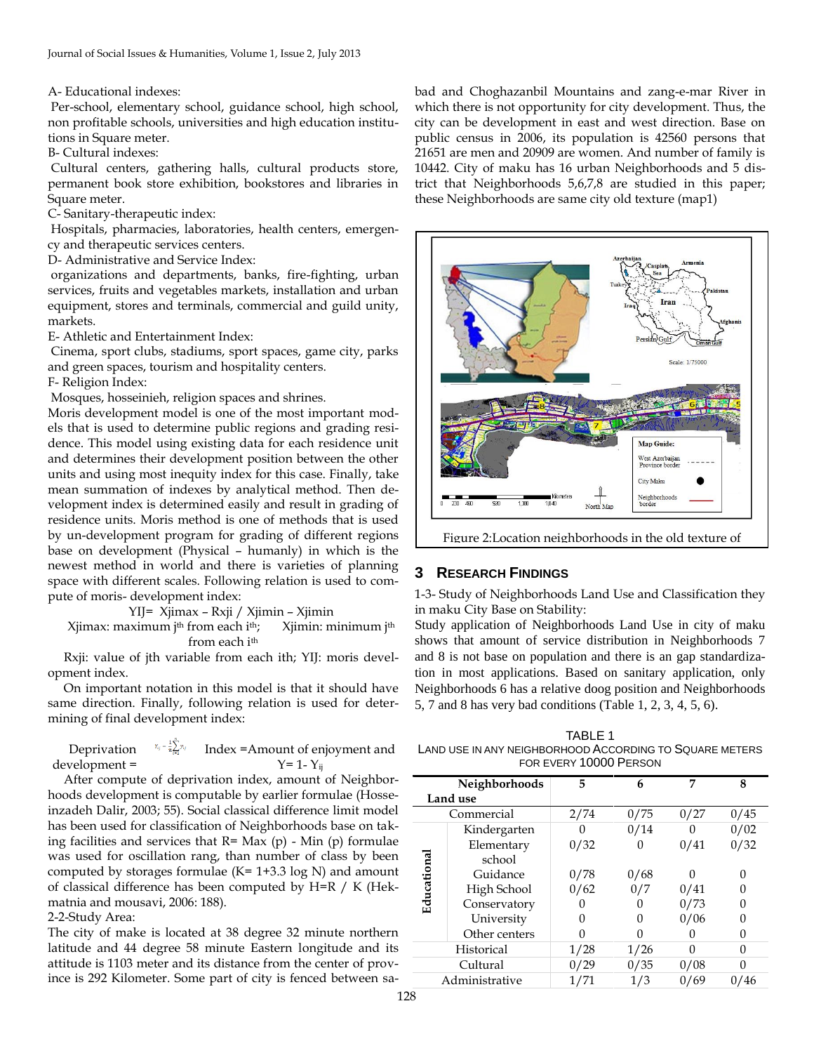A- Educational indexes:

Per-school, elementary school, guidance school, high school, non profitable schools, universities and high education institutions in Square meter.

B- Cultural indexes:

Cultural centers, gathering halls, cultural products store, permanent book store exhibition, bookstores and libraries in Square meter.

C- Sanitary-therapeutic index:

Hospitals, pharmacies, laboratories, health centers, emergency and therapeutic services centers.

D- Administrative and Service Index:

organizations and departments, banks, fire-fighting, urban services, fruits and vegetables markets, installation and urban equipment, stores and terminals, commercial and guild unity, markets.

E- Athletic and Entertainment Index:

Cinema, sport clubs, stadiums, sport spaces, game city, parks and green spaces, tourism and hospitality centers.

F- Religion Index:

Mosques, hosseinieh, religion spaces and shrines.

Moris development model is one of the most important models that is used to determine public regions and grading residence. This model using existing data for each residence unit and determines their development position between the other units and using most inequity index for this case. Finally, take mean summation of indexes by analytical method. Then development index is determined easily and result in grading of residence units. Moris method is one of methods that is used by un-development program for grading of different regions base on development (Physical – humanly) in which is the newest method in world and there is varieties of planning space with different scales. Following relation is used to compute of moris- development index:

$$YIJ= Xjimax – Rxji / Xjimin – Xjimin$$

Xjimax: maximum $j^{th}$ from each $i^{th}$; Xjimin: minimum $j^{th}$ from each $i^{th}$

Rxji: value of jth variable from each ith; YIJ: moris development index.

On important notation in this model is that it should have same direction. Finally, following relation is used for determining of final development index:

Deprivation $Y_{ij} = \frac{1}{n}\sum_{i=1}^{n} Y_{ij}$ Index =Amount of enjoyment and development = $Y= 1- Y_{ij}$

After compute of deprivation index, amount of Neighborhoods development is computable by earlier formulae (Hosseinzadeh Dalir, 2003; 55). Social classical difference limit model has been used for classification of Neighborhoods base on taking facilities and services that R= Max (p) - Min (p) formulae was used for oscillation rang, than number of class by been computed by storages formulae (K= 1+3.3 log N) and amount of classical difference has been computed by H=R / K (Hekmatnia and mousavi, 2006: 188).

2-2-Study Area:

The city of make is located at 38 degree 32 minute northern latitude and 44 degree 58 minute Eastern longitude and its attitude is 1103 meter and its distance from the center of province is 292 Kilometer. Some part of city is fenced between sabad and Choghazanbil Mountains and zang-e-mar River in which there is not opportunity for city development. Thus, the city can be development in east and west direction. Base on public census in 2006, its population is 42560 persons that 21651 are men and 20909 are women. And number of family is 10442. City of maku has 16 urban Neighborhoods and 5 district that Neighborhoods 5,6,7,8 are studied in this paper; these Neighborhoods are same city old texture (map1)

Figure 2:Location neighborhoods in the old texture of

## 3 Research Findings

1-3- Study of Neighborhoods Land Use and Classification they in maku City Base on Stability:

Study application of Neighborhoods Land Use in city of maku shows that amount of service distribution in Neighborhoods 7 and 8 is not base on population and there is an gap standardization in most applications. Based on sanitary application, only Neighborhoods 6 has a relative doog position and Neighborhoods 5, 7 and 8 has very bad conditions (Table 1, 2, 3, 4, 5, 6).

TABLE 1
LAND USE IN ANY NEIGHBORHOOD ACCORDING TO SQUARE METERS FOR EVERY 10000 PERSON

| Land use | Neighborhoods | 5 | 6 | 7 | 8 |
|---|---|---|---|---|---|
| Commercial | | 2/74 | 0/75 | 0/27 | 0/45 |
| Educational | Kindergarten | 0 | 0/14 | 0 | 0/02 |
| | Elementary school | 0/32 | 0 | 0/41 | 0/32 |
| | Guidance | 0/78 | 0/68 | 0 | 0 |
| | High School | 0/62 | 0/7 | 0/41 | 0 |
| | Conservatory | 0 | 0 | 0/73 | 0 |
| | University | 0 | 0 | 0/06 | 0 |
| | Other centers | 0 | 0 | 0 | 0 |
| Historical | | 1/28 | 1/26 | 0 | 0 |
| Cultural | | 0/29 | 0/35 | 0/08 | 0 |
| Administrative | | 1/71 | 1/3 | 0/69 | 0/46 |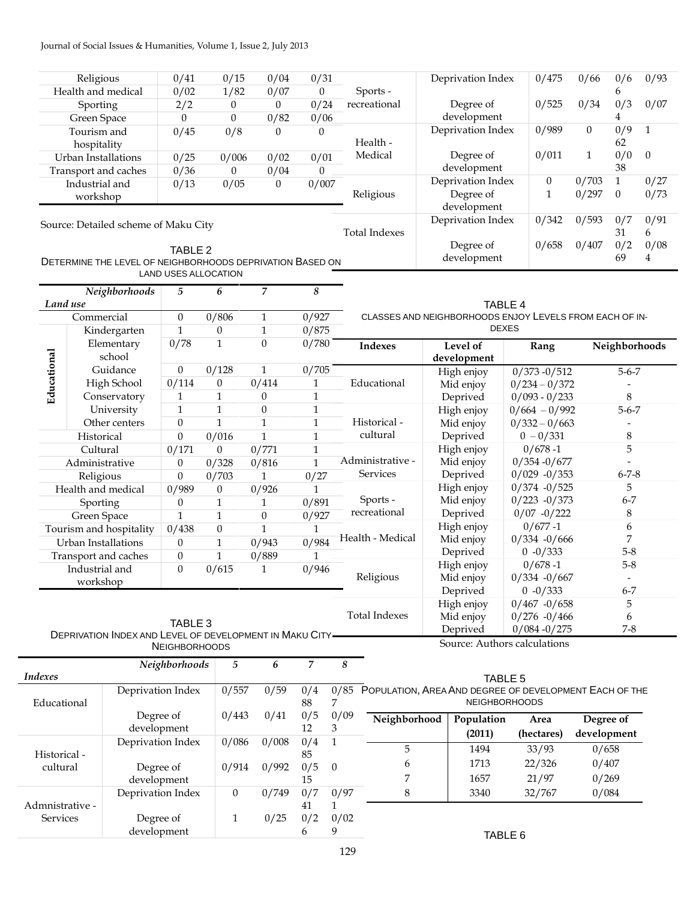| Religious | 0/41 | 0/15 | 0/04 | 0/31 |
|---|---|---|---|---|
| Health and medical | 0/02 | 1/82 | 0/07 | 0 |
| Sporting | 2/2 | 0 | 0 | 0/24 |
| Green Space | 0 | 0 | 0/82 | 0/06 |
| Tourism and hospitality | 0/45 | 0/8 | 0 | 0 |
| Urban Installations | 0/25 | 0/006 | 0/02 | 0/01 |
| Transport and caches | 0/36 | 0 | 0/04 | 0 |
| Industrial and workshop | 0/13 | 0/05 | 0 | 0/007 |

Source: Detailed scheme of Maku City

TABLE 2
DETERMINE THE LEVEL OF NEIGHBORHOODS DEPRIVATION BASED ON LAND USES ALLOCATION

| *Land use* | *Neighborhoods* | *5* | *6* | *7* | *8* |
|---|---|---|---|---|---|
| Commercial | | 0 | 0/806 | 1 | 0/927 |
| Educational | Kindergarten | 1 | 0 | 1 | 0/875 |
| | Elementary school | 0/78 | 1 | 0 | 0/780 |
| | Guidance | 0 | 0/128 | 1 | 0/705 |
| | High School | 0/114 | 0 | 0/414 | 1 |
| | Conservatory | 1 | 1 | 0 | 1 |
| | University | 1 | 1 | 0 | 1 |
| | Other centers | 0 | 1 | 1 | 1 |
| Historical | | 0 | 0/016 | 1 | 1 |
| Cultural | | 0/171 | 0 | 0/771 | 1 |
| Administrative | | 0 | 0/328 | 0/816 | 1 |
| Religious | | 0 | 0/703 | 1 | 0/27 |
| Health and medical | | 0/989 | 0 | 0/926 | 1 |
| Sporting | | 0 | 1 | 1 | 0/891 |
| Green Space | | 1 | 1 | 0 | 0/927 |
| Tourism and hospitality | | 0/438 | 0 | 1 | 1 |
| Urban Installations | | 0 | 1 | 0/943 | 0/984 |
| Transport and caches | | 0 | 1 | 0/889 | 1 |
| Industrial and workshop | | 0 | 0/615 | 1 | 0/946 |

TABLE 3
DEPRIVATION INDEX AND LEVEL OF DEVELOPMENT IN MAKU CITY NEIGHBORHOODS

| *Indexes* | *Neighborhoods* | *5* | *6* | *7* | *8* |
|---|---|---|---|---|---|
| Educational | Deprivation Index | 0/557 | 0/59 | 0/488 | 0/857 |
| | Degree of development | 0/443 | 0/41 | 0/512 | 0/093 |
| Historical - cultural | Deprivation Index | 0/086 | 0/008 | 0/485 | 1 |
| | Degree of development | 0/914 | 0/992 | 0/515 | 0 |
| Admnistrative - Services | Deprivation Index | 0 | 0/749 | 0/741 | 0/971 |
| | Degree of development | 1 | 0/25 | 0/26 | 0/029 |
| Sports - recreational | Deprivation Index | 0/475 | 0/66 | 0/66 | 0/93 |
| | Degree of development | 0/525 | 0/34 | 0/34 | 0/07 |
| Health - Medical | Deprivation Index | 0/989 | 0 | 0/962 | 1 |
| | Degree of development | 0/011 | 1 | 0/038 | 0 |
| Religious | Deprivation Index | 0 | 0/703 | 1 | 0/27 |
| | Degree of development | 1 | 0/297 | 0 | 0/73 |
| Total Indexes | Deprivation Index | 0/342 | 0/593 | 0/731 | 0/916 |
| | Degree of development | 0/658 | 0/407 | 0/269 | 0/084 |

TABLE 4
CLASSES AND NEIGHBORHOODS ENJOY LEVELS FROM EACH OF INDEXES

| Indexes | Level of development | Rang | Neighborhoods |
|---|---|---|---|
| Educational | High enjoy | 0/373 -0/512 | 5-6-7 |
| | Mid enjoy | 0/234 – 0/372 | - |
| | Deprived | 0/093 - 0/233 | 8 |
| Historical - cultural | High enjoy | 0/664 – 0/992 | 5-6-7 |
| | Mid enjoy | 0/332 – 0/663 | - |
| | Deprived | 0 – 0/331 | 8 |
| Administrative - Services | High enjoy | 0/678 -1 | 5 |
| | Mid enjoy | 0/354 -0/677 | - |
| | Deprived | 0/029 -0/353 | 6-7-8 |
| Sports - recreational | High enjoy | 0/374 -0/525 | 5 |
| | Mid enjoy | 0/223 -0/373 | 6-7 |
| | Deprived | 0/07 -0/222 | 8 |
| Health - Medical | High enjoy | 0/677 -1 | 6 |
| | Mid enjoy | 0/334 -0/666 | 7 |
| | Deprived | 0 -0/333 | 5-8 |
| Religious | High enjoy | 0/678 -1 | 5-8 |
| | Mid enjoy | 0/334 -0/667 | - |
| | Deprived | 0 -0/333 | 6-7 |
| Total Indexes | High enjoy | 0/467 -0/658 | 5 |
| | Mid enjoy | 0/276 -0/466 | 6 |
| | Deprived | 0/084 -0/275 | 7-8 |

Source: Authors calculations

TABLE 5
POPULATION, AREA AND DEGREE OF DEVELOPMENT EACH OF THE NEIGHBORHOODS

| Neighborhood | Population (2011) | Area (hectares) | Degree of development |
|---|---|---|---|
| 5 | 1494 | 33/93 | 0/658 |
| 6 | 1713 | 22/326 | 0/407 |
| 7 | 1657 | 21/97 | 0/269 |
| 8 | 3340 | 32/767 | 0/084 |

TABLE 6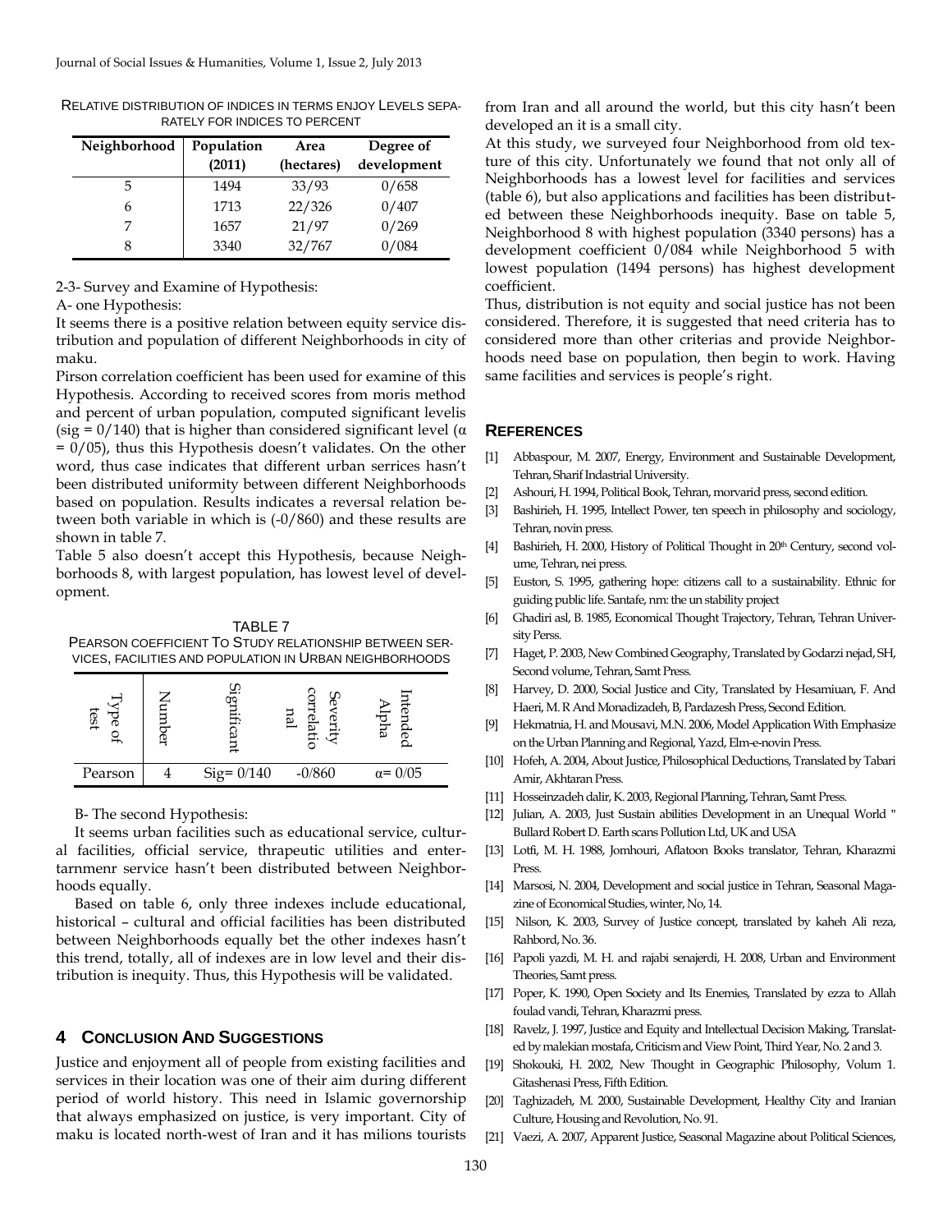RELATIVE DISTRIBUTION OF INDICES IN TERMS ENJOY LEVELS SEPARATELY FOR INDICES TO PERCENT

| Neighborhood | Population (2011) | Area (hectares) | Degree of development |
|---|---|---|---|
| 5 | 1494 | 33/93 | 0/658 |
| 6 | 1713 | 22/326 | 0/407 |
| 7 | 1657 | 21/97 | 0/269 |
| 8 | 3340 | 32/767 | 0/084 |

2-3- Survey and Examine of Hypothesis:

A- one Hypothesis:

It seems there is a positive relation between equity service distribution and population of different Neighborhoods in city of maku.

Pirson correlation coefficient has been used for examine of this Hypothesis. According to received scores from moris method and percent of urban population, computed significant levelis (sig = 0/140) that is higher than considered significant level (α = 0/05), thus this Hypothesis doesn't validates. On the other word, thus case indicates that different urban serrices hasn't been distributed uniformity between different Neighborhoods based on population. Results indicates a reversal relation between both variable in which is (-0/860) and these results are shown in table 7.

Table 5 also doesn't accept this Hypothesis, because Neighborhoods 8, with largest population, has lowest level of development.

TABLE 7
PEARSON COEFFICIENT TO STUDY RELATIONSHIP BETWEEN SERVICES, FACILITIES AND POPULATION IN URBAN NEIGHBORHOODS

| Type of test | Number | Significant | Severity correlational | Intended Alpha |
|---|---|---|---|---|
| Pearson | 4 | Sig= 0/140 | -0/860 | α= 0/05 |

B- The second Hypothesis:

It seems urban facilities such as educational service, cultural facilities, official service, thrapeutic utilities and entertarnmenr service hasn't been distributed between Neighborhoods equally.

Based on table 6, only three indexes include educational, historical – cultural and official facilities has been distributed between Neighborhoods equally bet the other indexes hasn't this trend, totally, all of indexes are in low level and their distribution is inequity. Thus, this Hypothesis will be validated.

## 4 CONCLUSION AND SUGGESTIONS

Justice and enjoyment all of people from existing facilities and services in their location was one of their aim during different period of world history. This need in Islamic governorship that always emphasized on justice, is very important. City of maku is located north-west of Iran and it has milions tourists from Iran and all around the world, but this city hasn't been developed an it is a small city.

At this study, we surveyed four Neighborhood from old texture of this city. Unfortunately we found that not only all of Neighborhoods has a lowest level for facilities and services (table 6), but also applications and facilities has been distributed between these Neighborhoods inequity. Base on table 5, Neighborhood 8 with highest population (3340 persons) has a development coefficient 0/084 while Neighborhood 5 with lowest population (1494 persons) has highest development coefficient.

Thus, distribution is not equity and social justice has not been considered. Therefore, it is suggested that need criteria has to considered more than other criterias and provide Neighborhoods need base on population, then begin to work. Having same facilities and services is people's right.

## REFERENCES

[1] Abbaspour, M. 2007, Energy, Environment and Sustainable Development, Tehran, Sharif Indastrial University.

[2] Ashouri, H. 1994, Political Book, Tehran, morvarid press, second edition.

[3] Bashirieh, H. 1995, Intellect Power, ten speech in philosophy and sociology, Tehran, novin press.

[4] Bashirieh, H. 2000, History of Political Thought in 20th Century, second volume, Tehran, nei press.

[5] Euston, S. 1995, gathering hope: citizens call to a sustainability. Ethnic for guiding public life. Santafe, nm: the un stability project

[6] Ghadiri asl, B. 1985, Economical Thought Trajectory, Tehran, Tehran University Perss.

[7] Haget, P. 2003, New Combined Geography, Translated by Godarzi nejad, SH, Second volume, Tehran, Samt Press.

[8] Harvey, D. 2000, Social Justice and City, Translated by Hesamiuan, F. And Haeri, M. R And Monadizadeh, B, Pardazesh Press, Second Edition.

[9] Hekmatnia, H. and Mousavi, M.N. 2006, Model Application With Emphasize on the Urban Planning and Regional, Yazd, Elm-e-novin Press.

[10] Hofeh, A. 2004, About Justice, Philosophical Deductions, Translated by Tabari Amir, Akhtaran Press.

[11] Hosseinzadeh dalir, K. 2003, Regional Planning, Tehran, Samt Press.

[12] Julian, A. 2003, Just Sustain abilities Development in an Unequal World " Bullard Robert D. Earth scans Pollution Ltd, UK and USA

[13] Lotfi, M. H. 1988, Jomhouri, Aflatoon Books translator, Tehran, Kharazmi Press.

[14] Marsosi, N. 2004, Development and social justice in Tehran, Seasonal Magazine of Economical Studies, winter, No, 14.

[15] Nilson, K. 2003, Survey of Justice concept, translated by kaheh Ali reza, Rahbord, No. 36.

[16] Papoli yazdi, M. H. and rajabi senajerdi, H. 2008, Urban and Environment Theories, Samt press.

[17] Poper, K. 1990, Open Society and Its Enemies, Translated by ezza to Allah foulad vandi, Tehran, Kharazmi press.

[18] Ravelz, J. 1997, Justice and Equity and Intellectual Decision Making, Translated by malekian mostafa, Criticism and View Point, Third Year, No. 2 and 3.

[19] Shokouki, H. 2002, New Thought in Geographic Philosophy, Volum 1. Gitashenasi Press, Fifth Edition.

[20] Taghizadeh, M. 2000, Sustainable Development, Healthy City and Iranian Culture, Housing and Revolution, No. 91.

[21] Vaezi, A. 2007, Apparent Justice, Seasonal Magazine about Political Sciences,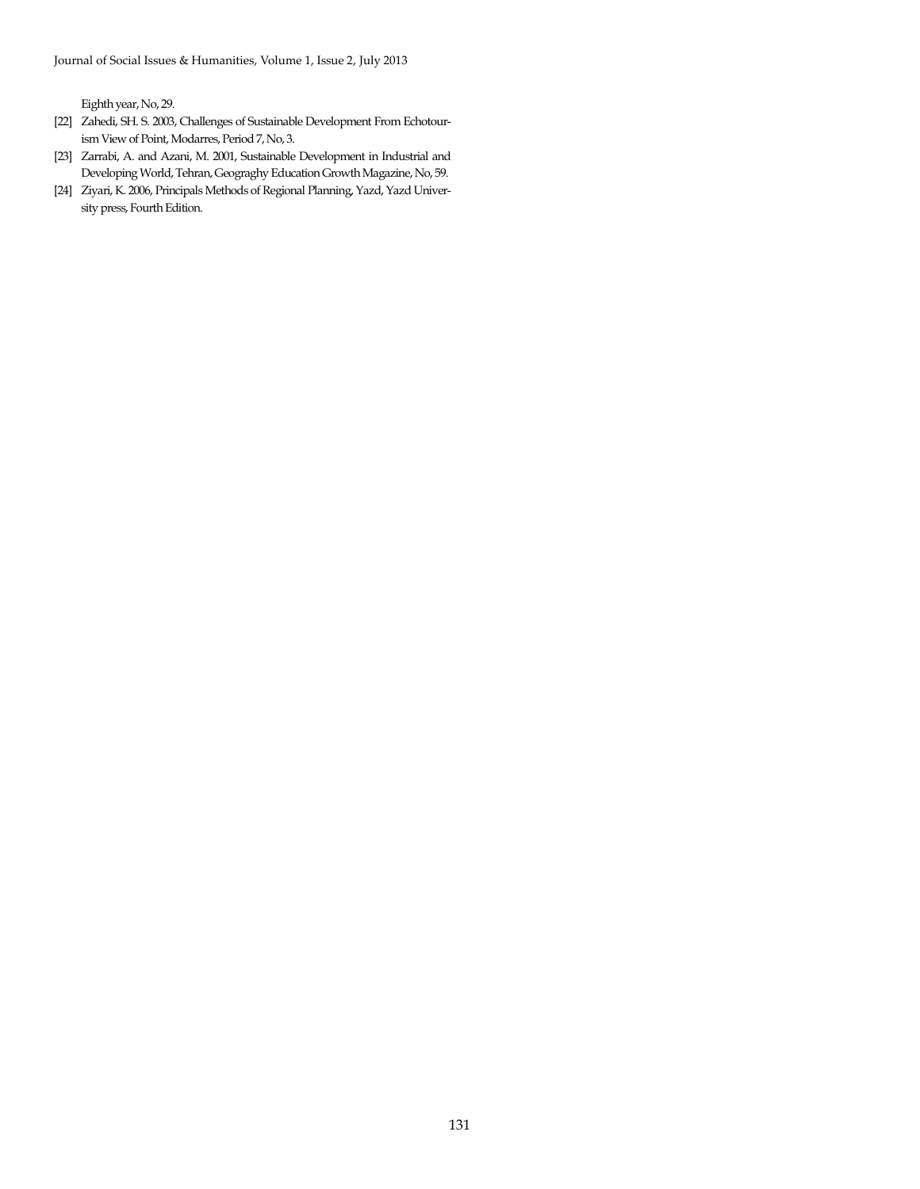Eighth year, No, 29.

[22] Zahedi, SH. S. 2003, Challenges of Sustainable Development From Echotourism View of Point, Modarres, Period 7, No, 3.

[23] Zarrabi, A. and Azani, M. 2001, Sustainable Development in Industrial and Developing World, Tehran, Geograghy Education Growth Magazine, No, 59.

[24] Ziyari, K. 2006, Principals Methods of Regional Planning, Yazd, Yazd University press, Fourth Edition.